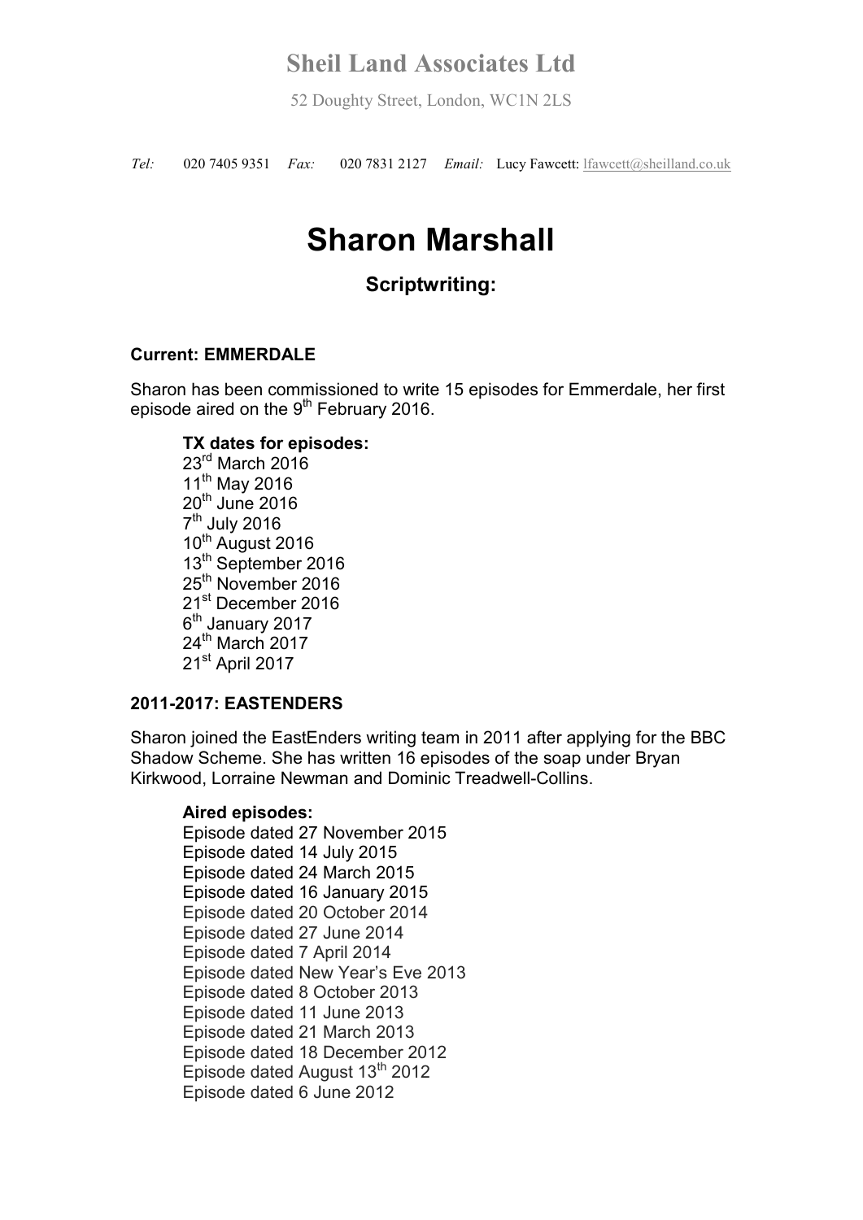# Sheil Land Associates Ltd

52 Doughty Street, London, WC1N 2LS

*Tel:* 020 7405 9351 *Fax:* 020 7831 2127 *Email:* Lucy Fawcett: lfawcett@sheilland.co.uk

# Sharon Marshall

## Scriptwriting:

### Current: EMMERDALE

Sharon has been commissioned to write 15 episodes for Emmerdale, her first episode aired on the 9th February 2016.

**TX dates for episodes:**
23rd March 2016
11th May 2016
20th June 2016
7th July 2016
10th August 2016
13th September 2016
25th November 2016
21st December 2016
6th January 2017
24th March 2017
21st April 2017

### 2011-2017: EASTENDERS

Sharon joined the EastEnders writing team in 2011 after applying for the BBC Shadow Scheme. She has written 16 episodes of the soap under Bryan Kirkwood, Lorraine Newman and Dominic Treadwell-Collins.

**Aired episodes:**
Episode dated 27 November 2015
Episode dated 14 July 2015
Episode dated 24 March 2015
Episode dated 16 January 2015
Episode dated 20 October 2014
Episode dated 27 June 2014
Episode dated 7 April 2014
Episode dated New Year's Eve 2013
Episode dated 8 October 2013
Episode dated 11 June 2013
Episode dated 21 March 2013
Episode dated 18 December 2012
Episode dated August 13th 2012
Episode dated 6 June 2012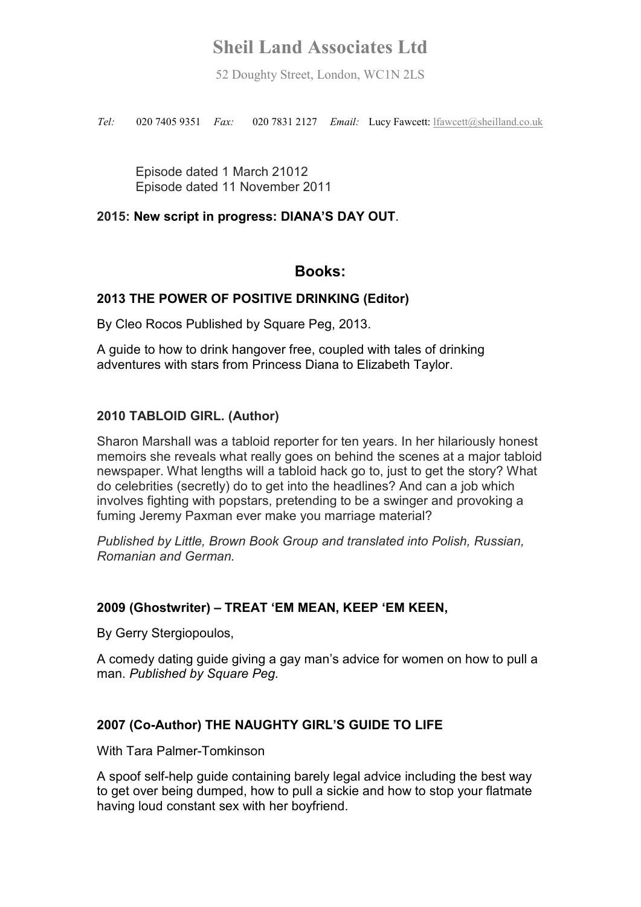# Sheil Land Associates Ltd

52 Doughty Street, London, WC1N 2LS

*Tel:* 020 7405 9351 *Fax:* 020 7831 2127 *Email:* Lucy Fawcett: lfawcett@sheilland.co.uk

Episode dated 1 March 21012
Episode dated 11 November 2011

**2015: New script in progress: DIANA'S DAY OUT**.

## Books:

### 2013 THE POWER OF POSITIVE DRINKING (Editor)

By Cleo Rocos Published by Square Peg, 2013.

A guide to how to drink hangover free, coupled with tales of drinking adventures with stars from Princess Diana to Elizabeth Taylor.

### 2010 TABLOID GIRL. (Author)

Sharon Marshall was a tabloid reporter for ten years. In her hilariously honest memoirs she reveals what really goes on behind the scenes at a major tabloid newspaper. What lengths will a tabloid hack go to, just to get the story? What do celebrities (secretly) do to get into the headlines? And can a job which involves fighting with popstars, pretending to be a swinger and provoking a fuming Jeremy Paxman ever make you marriage material?

*Published by Little, Brown Book Group and translated into Polish, Russian, Romanian and German.*

### 2009 (Ghostwriter) – TREAT 'EM MEAN, KEEP 'EM KEEN,

By Gerry Stergiopoulos,

A comedy dating guide giving a gay man's advice for women on how to pull a man. *Published by Square Peg.*

### 2007 (Co-Author) THE NAUGHTY GIRL'S GUIDE TO LIFE

With Tara Palmer-Tomkinson

A spoof self-help guide containing barely legal advice including the best way to get over being dumped, how to pull a sickie and how to stop your flatmate having loud constant sex with her boyfriend.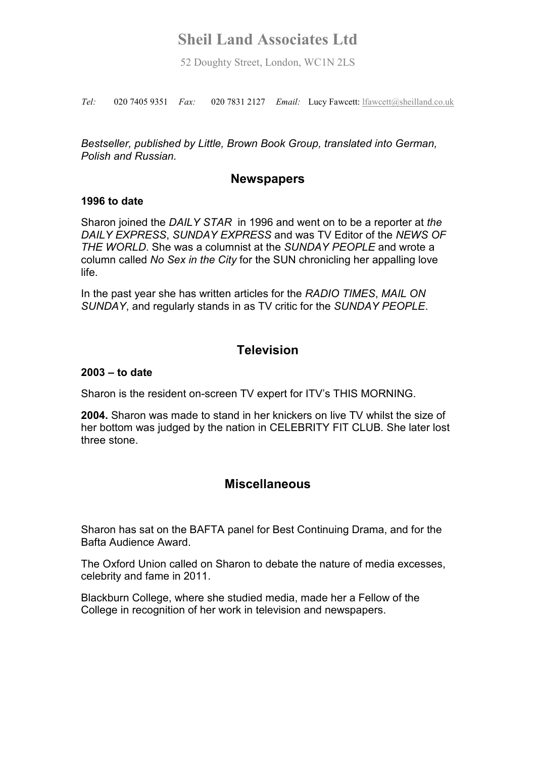# Sheil Land Associates Ltd

52 Doughty Street, London, WC1N 2LS

*Tel:* 020 7405 9351 *Fax:* 020 7831 2127 *Email:* Lucy Fawcett: lfawcett@sheilland.co.uk

*Bestseller, published by Little, Brown Book Group, translated into German, Polish and Russian.*

## Newspapers

**1996 to date**

Sharon joined the *DAILY STAR* in 1996 and went on to be a reporter at *the DAILY EXPRESS*, *SUNDAY EXPRESS* and was TV Editor of the *NEWS OF THE WORLD*. She was a columnist at the *SUNDAY PEOPLE* and wrote a column called *No Sex in the City* for the SUN chronicling her appalling love life.

In the past year she has written articles for the *RADIO TIMES*, *MAIL ON SUNDAY*, and regularly stands in as TV critic for the *SUNDAY PEOPLE*.

## Television

**2003 – to date**

Sharon is the resident on-screen TV expert for ITV's THIS MORNING.

**2004.** Sharon was made to stand in her knickers on live TV whilst the size of her bottom was judged by the nation in CELEBRITY FIT CLUB. She later lost three stone.

## Miscellaneous

Sharon has sat on the BAFTA panel for Best Continuing Drama, and for the Bafta Audience Award.

The Oxford Union called on Sharon to debate the nature of media excesses, celebrity and fame in 2011.

Blackburn College, where she studied media, made her a Fellow of the College in recognition of her work in television and newspapers.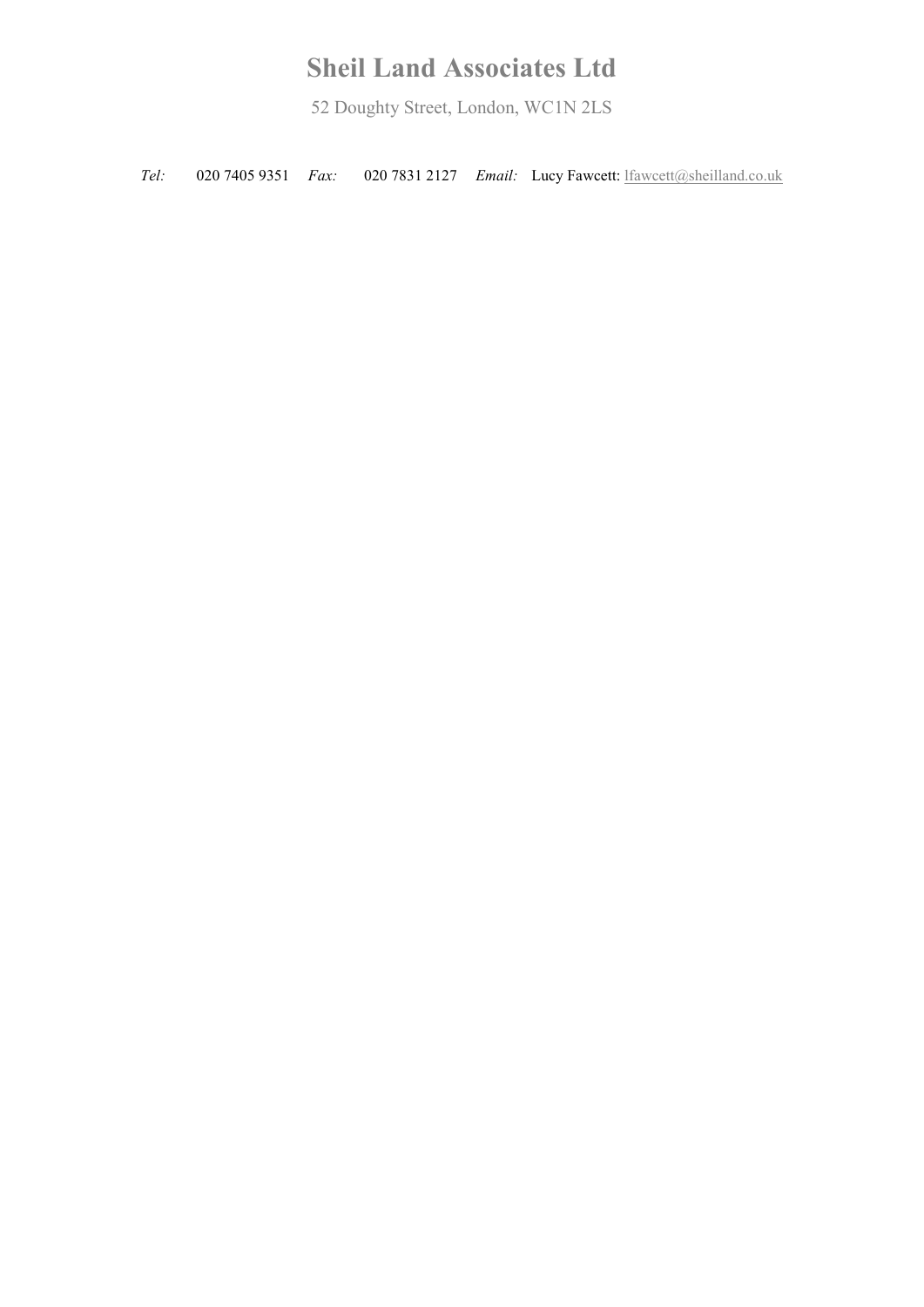# Sheil Land Associates Ltd

52 Doughty Street, London, WC1N 2LS

*Tel:* 020 7405 9351 *Fax:* 020 7831 2127 *Email:* Lucy Fawcett: lfawcett@sheilland.co.uk